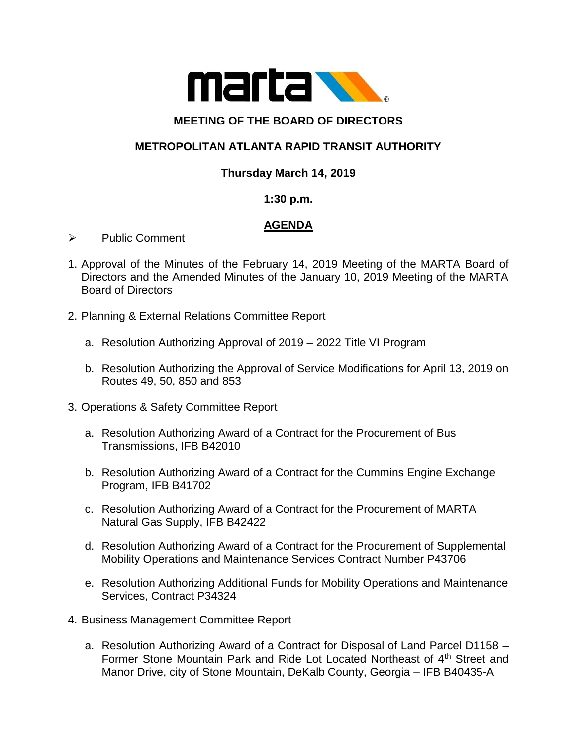# MEETING OF THE BOARD OF DIRECTORS

## METROPOLITAN ATLANTA RAPID TRANSIT AUTHORITY

**Thursday March 14, 2019**

**1:30 p.m.**

**AGENDA**

- Public Comment

1. Approval of the Minutes of the February 14, 2019 Meeting of the MARTA Board of Directors and the Amended Minutes of the January 10, 2019 Meeting of the MARTA Board of Directors

2. Planning & External Relations Committee Report

   a. Resolution Authorizing Approval of 2019 – 2022 Title VI Program

   b. Resolution Authorizing the Approval of Service Modifications for April 13, 2019 on Routes 49, 50, 850 and 853

3. Operations & Safety Committee Report

   a. Resolution Authorizing Award of a Contract for the Procurement of Bus Transmissions, IFB B42010

   b. Resolution Authorizing Award of a Contract for the Cummins Engine Exchange Program, IFB B41702

   c. Resolution Authorizing Award of a Contract for the Procurement of MARTA Natural Gas Supply, IFB B42422

   d. Resolution Authorizing Award of a Contract for the Procurement of Supplemental Mobility Operations and Maintenance Services Contract Number P43706

   e. Resolution Authorizing Additional Funds for Mobility Operations and Maintenance Services, Contract P34324

4. Business Management Committee Report

   a. Resolution Authorizing Award of a Contract for Disposal of Land Parcel D1158 – Former Stone Mountain Park and Ride Lot Located Northeast of 4th Street and Manor Drive, city of Stone Mountain, DeKalb County, Georgia – IFB B40435-A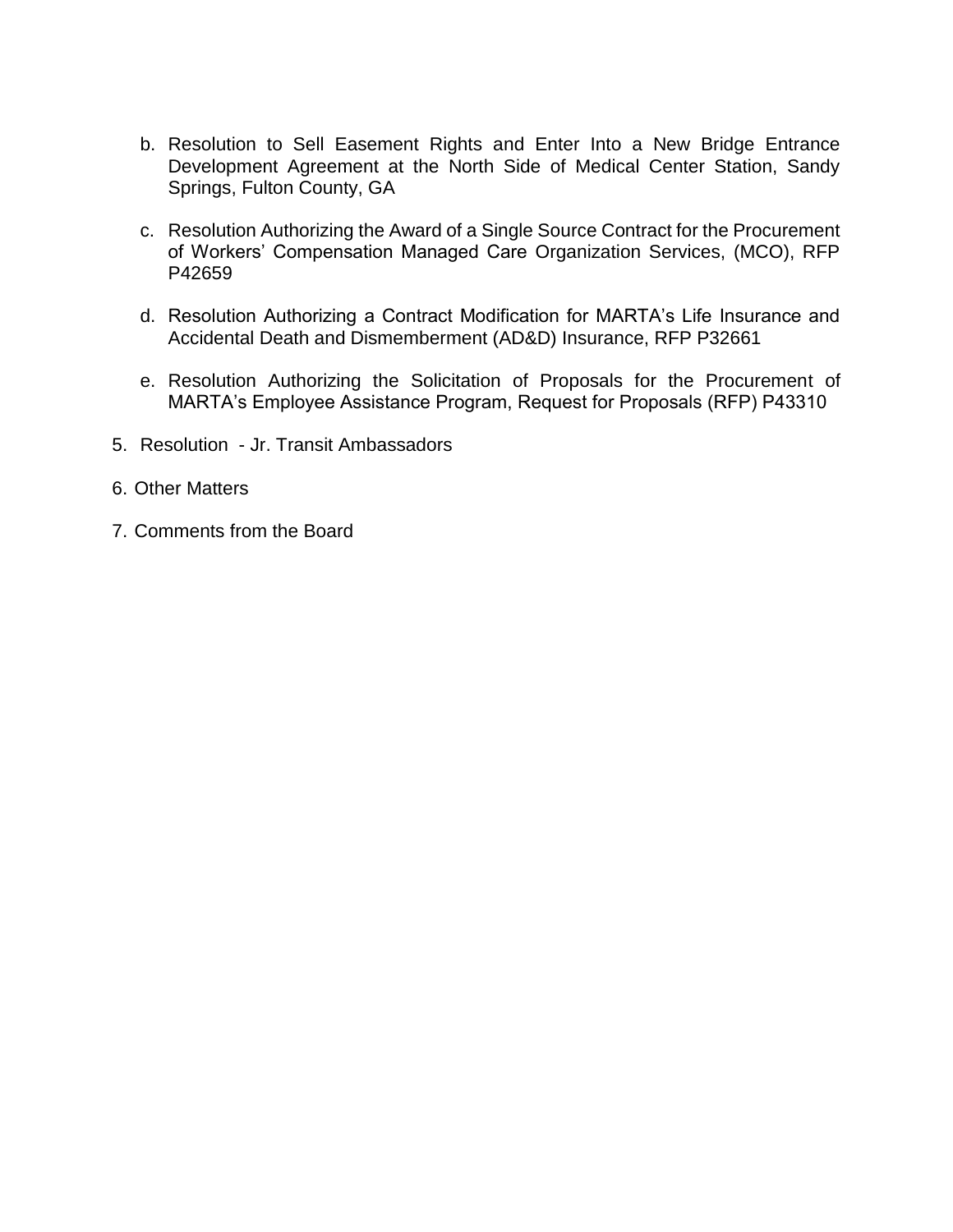b. Resolution to Sell Easement Rights and Enter Into a New Bridge Entrance Development Agreement at the North Side of Medical Center Station, Sandy Springs, Fulton County, GA

c. Resolution Authorizing the Award of a Single Source Contract for the Procurement of Workers' Compensation Managed Care Organization Services, (MCO), RFP P42659

d. Resolution Authorizing a Contract Modification for MARTA's Life Insurance and Accidental Death and Dismemberment (AD&D) Insurance, RFP P32661

e. Resolution Authorizing the Solicitation of Proposals for the Procurement of MARTA's Employee Assistance Program, Request for Proposals (RFP) P43310

5. Resolution - Jr. Transit Ambassadors

6. Other Matters

7. Comments from the Board